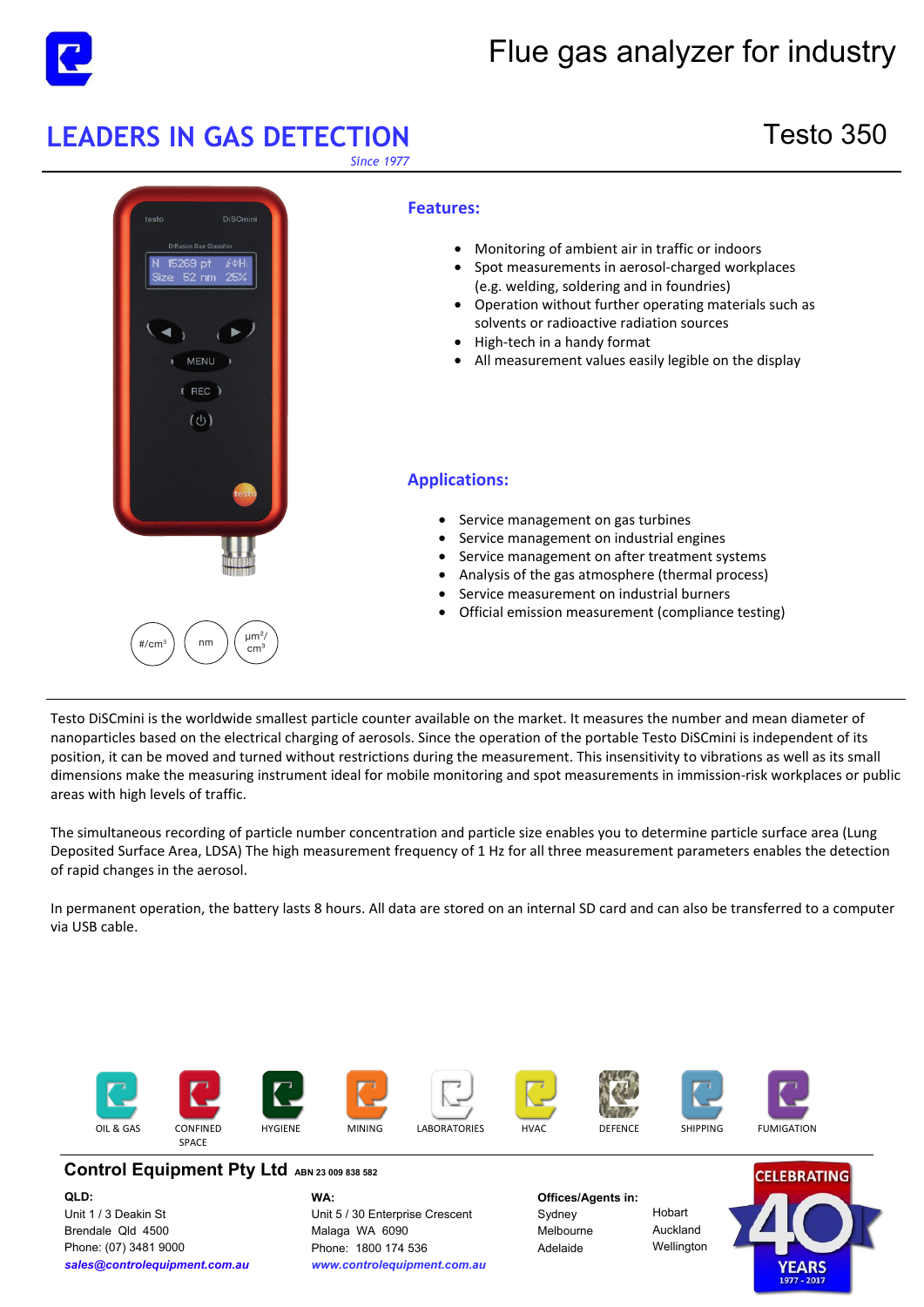# Flue gas analyzer for industry

## LEADERS IN GAS DETECTION

*Since 1977*

## Testo 350

#/cm³ nm µm²/cm³

### Features:

- Monitoring of ambient air in traffic or indoors
- Spot measurements in aerosol-charged workplaces (e.g. welding, soldering and in foundries)
- Operation without further operating materials such as solvents or radioactive radiation sources
- High-tech in a handy format
- All measurement values easily legible on the display

### Applications:

- Service management on gas turbines
- Service management on industrial engines
- Service management on after treatment systems
- Analysis of the gas atmosphere (thermal process)
- Service measurement on industrial burners
- Official emission measurement (compliance testing)

Testo DiSCmini is the worldwide smallest particle counter available on the market. It measures the number and mean diameter of nanoparticles based on the electrical charging of aerosols. Since the operation of the portable Testo DiSCmini is independent of its position, it can be moved and turned without restrictions during the measurement. This insensitivity to vibrations as well as its small dimensions make the measuring instrument ideal for mobile monitoring and spot measurements in immission-risk workplaces or public areas with high levels of traffic.

The simultaneous recording of particle number concentration and particle size enables you to determine particle surface area (Lung Deposited Surface Area, LDSA) The high measurement frequency of 1 Hz for all three measurement parameters enables the detection of rapid changes in the aerosol.

In permanent operation, the battery lasts 8 hours. All data are stored on an internal SD card and can also be transferred to a computer via USB cable.

OIL & GAS | CONFINED SPACE | HYGIENE | MINING | LABORATORIES | HVAC | DEFENCE | SHIPPING | FUMIGATION

**Control Equipment Pty Ltd** ABN 23 009 838 582

**QLD:**
Unit 1 / 3 Deakin St
Brendale Qld 4500
Phone: (07) 3481 9000
***sales@controlequipment.com.au***

**WA:**
Unit 5 / 30 Enterprise Crescent
Malaga WA 6090
Phone: 1800 174 536
***www.controlequipment.com.au***

**Offices/Agents in:**
Sydney
Melbourne
Adelaide
Hobart
Auckland
Wellington

CELEBRATING 40 YEARS 1977 - 2017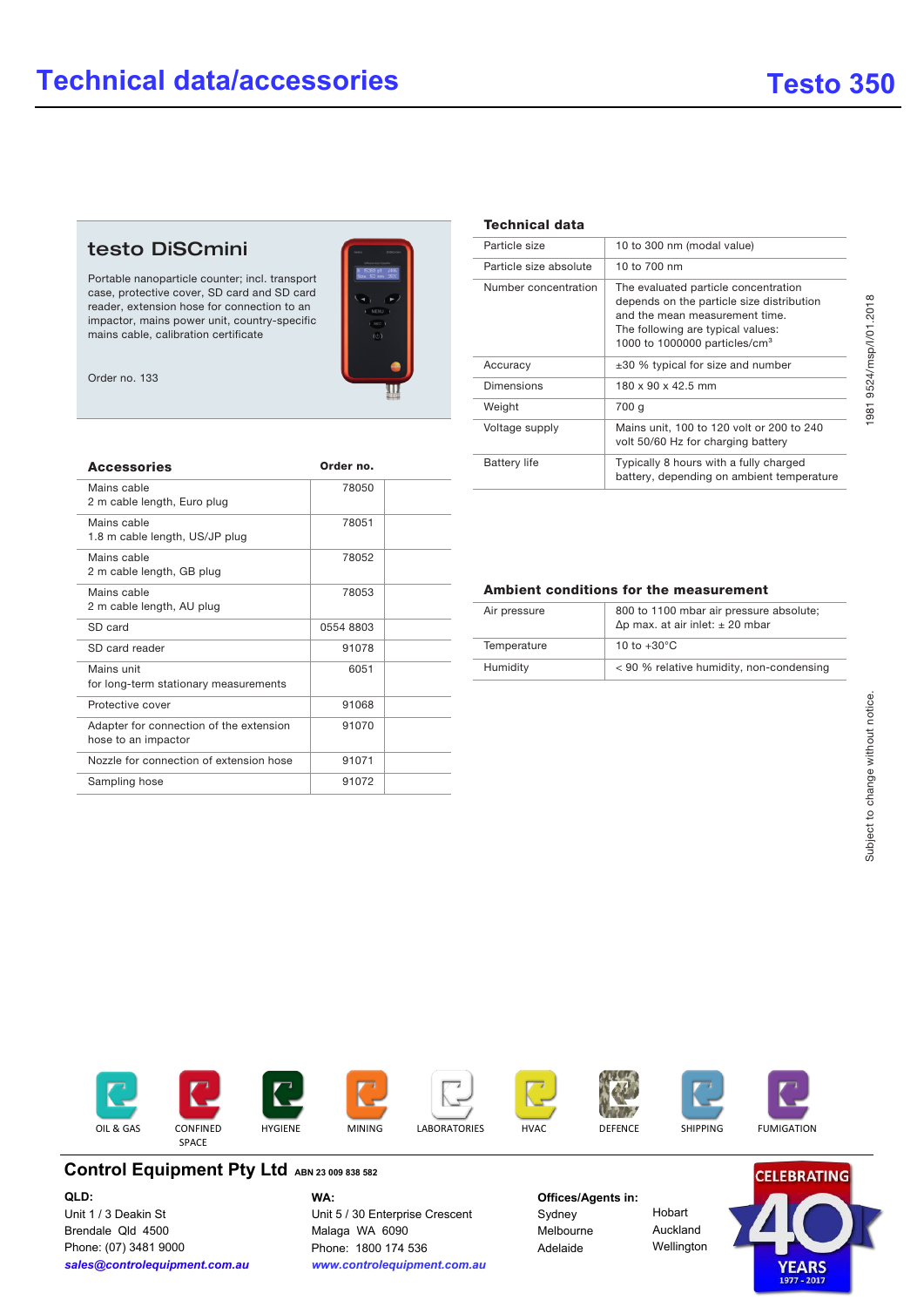# Technical data/accessories

# Testo 350

## testo DiSCmini

Portable nanoparticle counter; incl. transport case, protective cover, SD card and SD card reader, extension hose for connection to an impactor, mains power unit, country-specific mains cable, calibration certificate

Order no. 133

### Accessories

| Accessories | Order no. |
|---|---|
| Mains cable<br>2 m cable length, Euro plug | 78050 |
| Mains cable<br>1.8 m cable length, US/JP plug | 78051 |
| Mains cable<br>2 m cable length, GB plug | 78052 |
| Mains cable<br>2 m cable length, AU plug | 78053 |
| SD card | 0554 8803 |
| SD card reader | 91078 |
| Mains unit<br>for long-term stationary measurements | 6051 |
| Protective cover | 91068 |
| Adapter for connection of the extension hose to an impactor | 91070 |
| Nozzle for connection of extension hose | 91071 |
| Sampling hose | 91072 |

### Technical data

| | |
|---|---|
| Particle size | 10 to 300 nm (modal value) |
| Particle size absolute | 10 to 700 nm |
| Number concentration | The evaluated particle concentration depends on the particle size distribution and the mean measurement time. The following are typical values: 1000 to 1000000 particles/cm³ |
| Accuracy | ±30 % typical for size and number |
| Dimensions | 180 x 90 x 42.5 mm |
| Weight | 700 g |
| Voltage supply | Mains unit, 100 to 120 volt or 200 to 240 volt 50/60 Hz for charging battery |
| Battery life | Typically 8 hours with a fully charged battery, depending on ambient temperature |

### Ambient conditions for the measurement

| | |
|---|---|
| Air pressure | 800 to 1100 mbar air pressure absolute; Δp max. at air inlet: ± 20 mbar |
| Temperature | 10 to +30°C |
| Humidity | < 90 % relative humidity, non-condensing |

1981 9524/msp/I/01.2018

Subject to change without notice.

OIL & GAS | CONFINED SPACE | HYGIENE | MINING | LABORATORIES | HVAC | DEFENCE | SHIPPING | FUMIGATION

**Control Equipment Pty Ltd** ABN 23 009 838 582

**QLD:**
Unit 1 / 3 Deakin St
Brendale Qld 4500
Phone: (07) 3481 9000
*sales@controlequipment.com.au*

**WA:**
Unit 5 / 30 Enterprise Crescent
Malaga WA 6090
Phone: 1800 174 536
*www.controlequipment.com.au*

**Offices/Agents in:**
Sydney
Melbourne
Adelaide
Hobart
Auckland
Wellington

CELEBRATING 40 YEARS 1977 - 2017